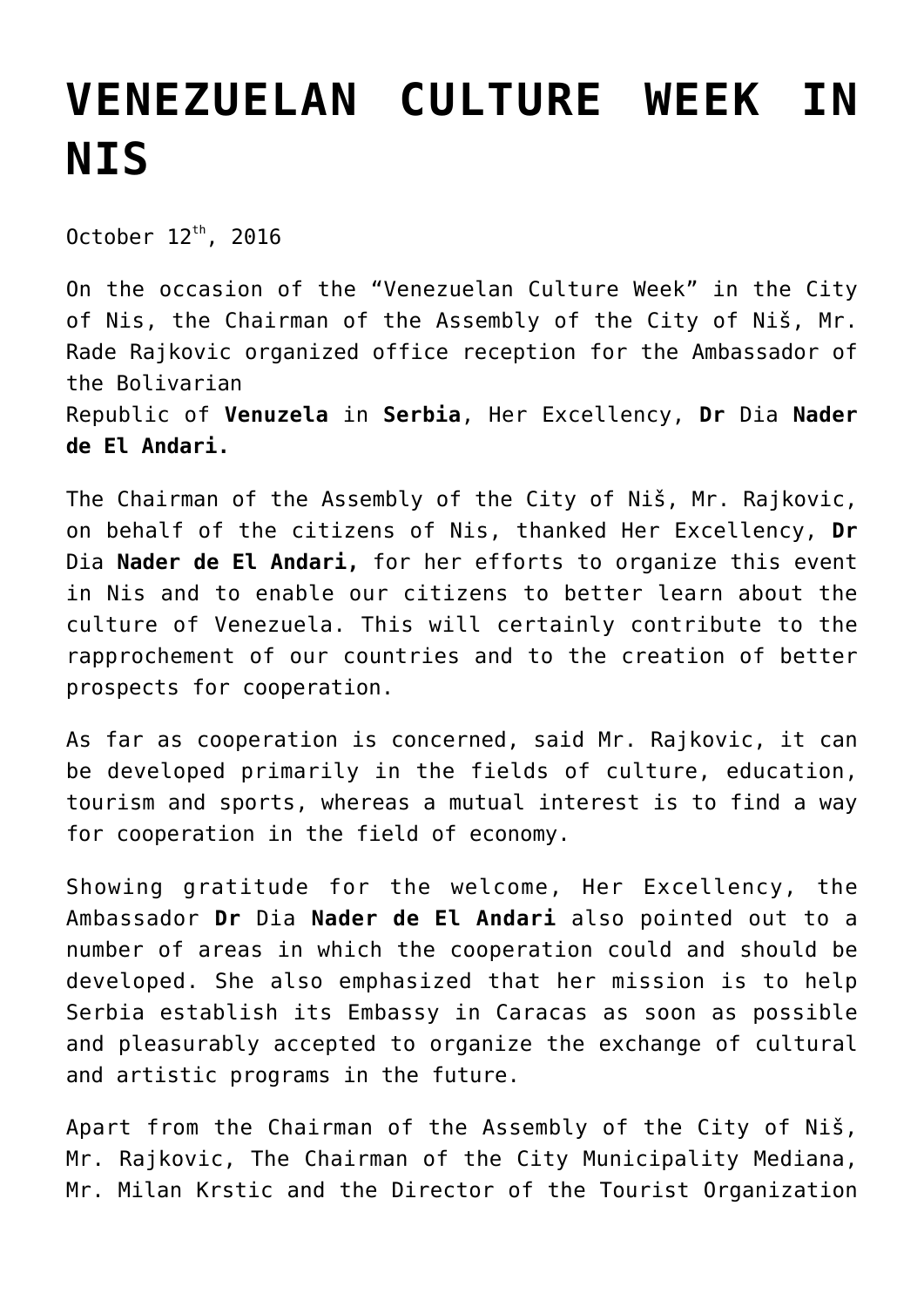# VENEZUELAN CULTURE WEEK IN NIS

October 12th, 2016

On the occasion of the "Venezuelan Culture Week" in the City of Nis, the Chairman of the Assembly of the City of Niš, Mr. Rade Rajkovic organized office reception for the Ambassador of the Bolivarian Republic of **Venuzela** in **Serbia**, Her Excellency, **Dr** Dia **Nader de El Andari.**

The Chairman of the Assembly of the City of Niš, Mr. Rajkovic, on behalf of the citizens of Nis, thanked Her Excellency, **Dr** Dia **Nader de El Andari,** for her efforts to organize this event in Nis and to enable our citizens to better learn about the culture of Venezuela. This will certainly contribute to the rapprochement of our countries and to the creation of better prospects for cooperation.

As far as cooperation is concerned, said Mr. Rajkovic, it can be developed primarily in the fields of culture, education, tourism and sports, whereas a mutual interest is to find a way for cooperation in the field of economy.

Showing gratitude for the welcome, Her Excellency, the Ambassador **Dr** Dia **Nader de El Andari** also pointed out to a number of areas in which the cooperation could and should be developed. She also emphasized that her mission is to help Serbia establish its Embassy in Caracas as soon as possible and pleasurably accepted to organize the exchange of cultural and artistic programs in the future.

Apart from the Chairman of the Assembly of the City of Niš, Mr. Rajkovic, The Chairman of the City Municipality Mediana, Mr. Milan Krstic and the Director of the Tourist Organization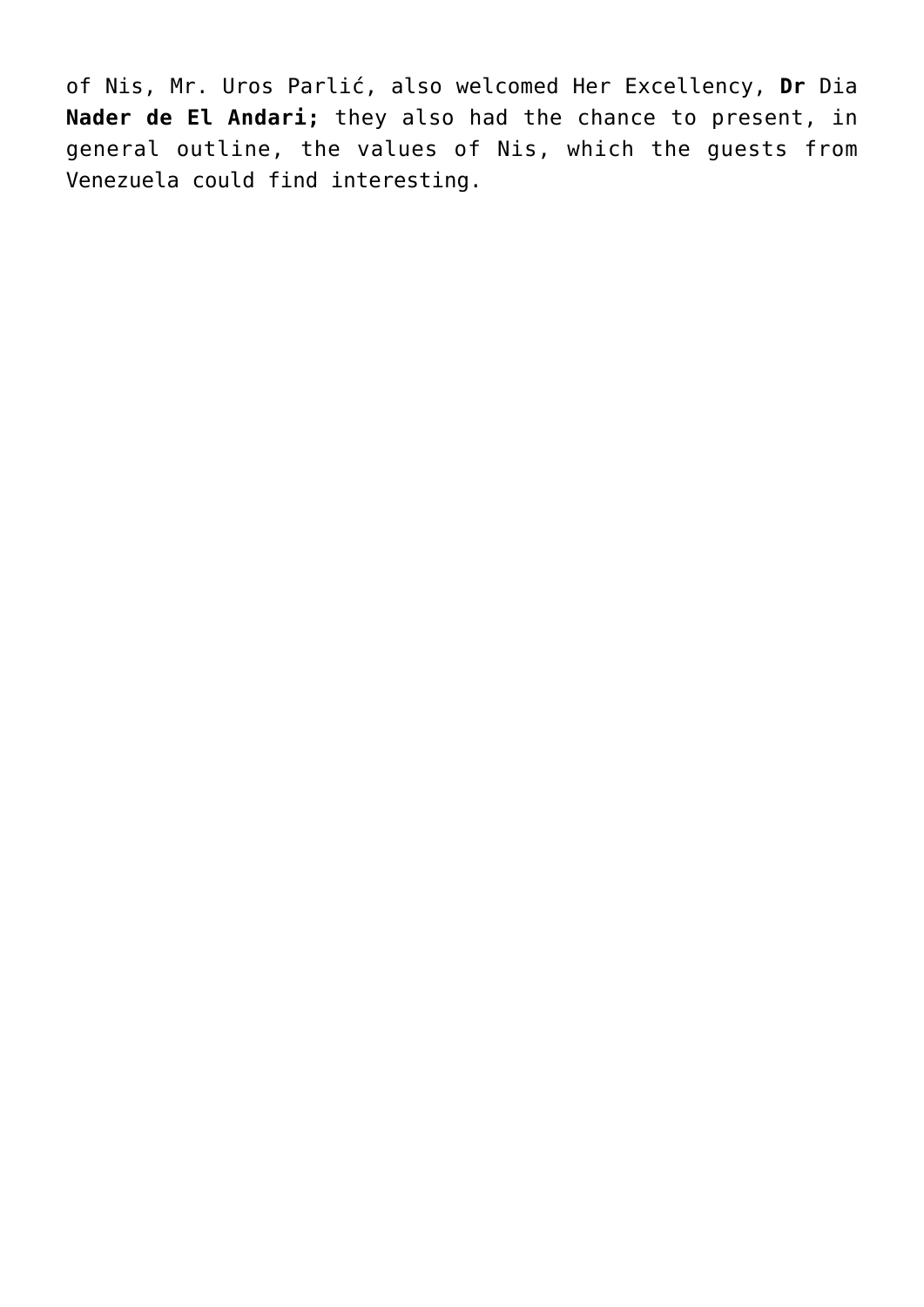of Nis, Mr. Uros Parlić, also welcomed Her Excellency, **Dr** Dia **Nader de El Andari;** they also had the chance to present, in general outline, the values of Nis, which the guests from Venezuela could find interesting.